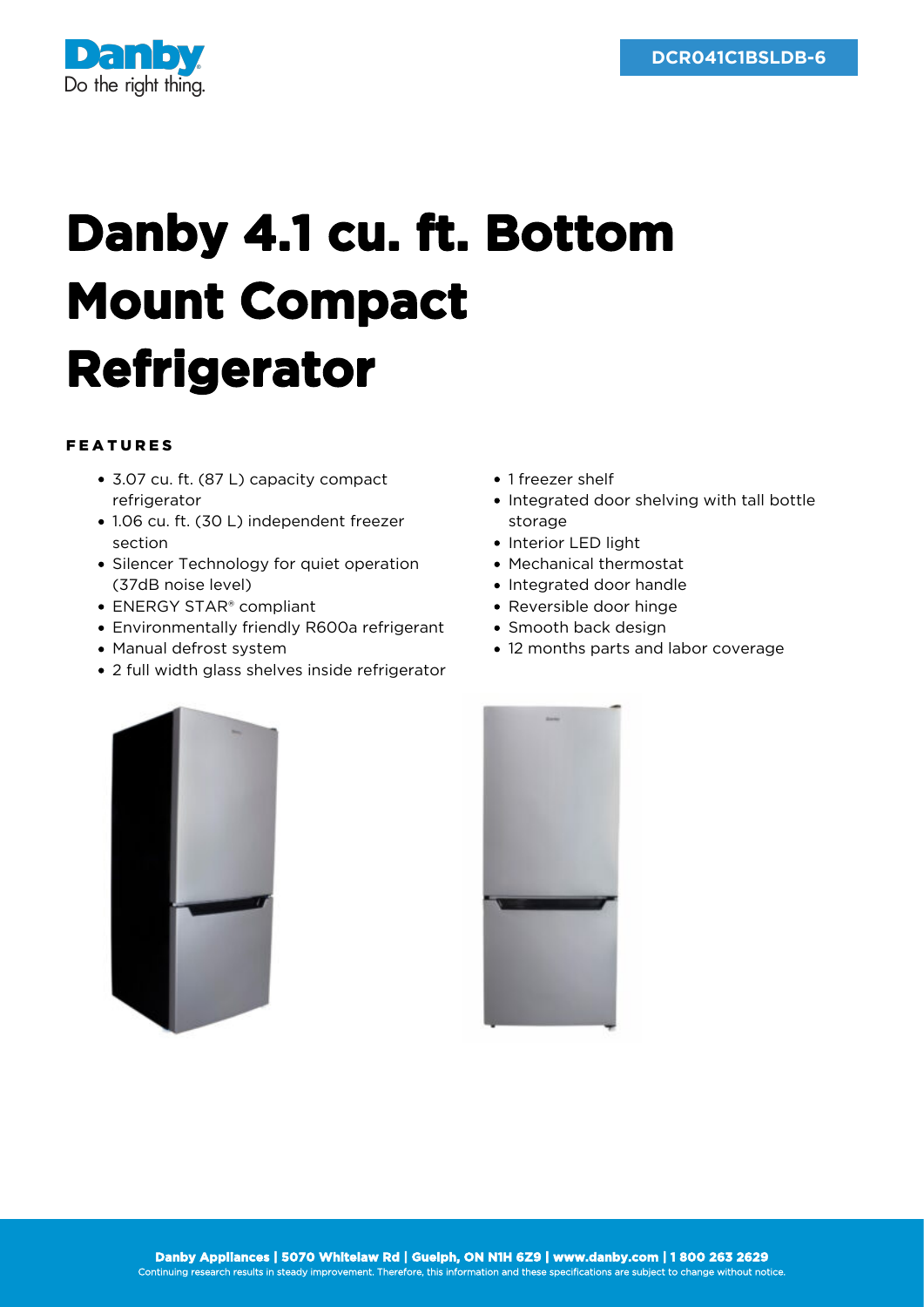DCR041C1BSLDB-6

# Danby 4.1 cu. ft. Bottom Mount Compact Refrigerator

## FEATURES

- 3.07 cu. ft. (87 L) capacity compact refrigerator
- 1.06 cu. ft. (30 L) independent freezer section
- Silencer Technology for quiet operation (37dB noise level)
- ENERGY STAR® compliant
- Environmentally friendly R600a refrigerant
- Manual defrost system
- 2 full width glass shelves inside refrigerator
- 1 freezer shelf
- Integrated door shelving with tall bottle storage
- Interior LED light
- Mechanical thermostat
- Integrated door handle
- Reversible door hinge
- Smooth back design
- 12 months parts and labor coverage

**Danby Appliances | 5070 Whitelaw Rd | Guelph, ON N1H 6Z9 | www.danby.com | 1 800 263 2629**
Continuing research results in steady improvement. Therefore, this information and these specifications are subject to change without notice.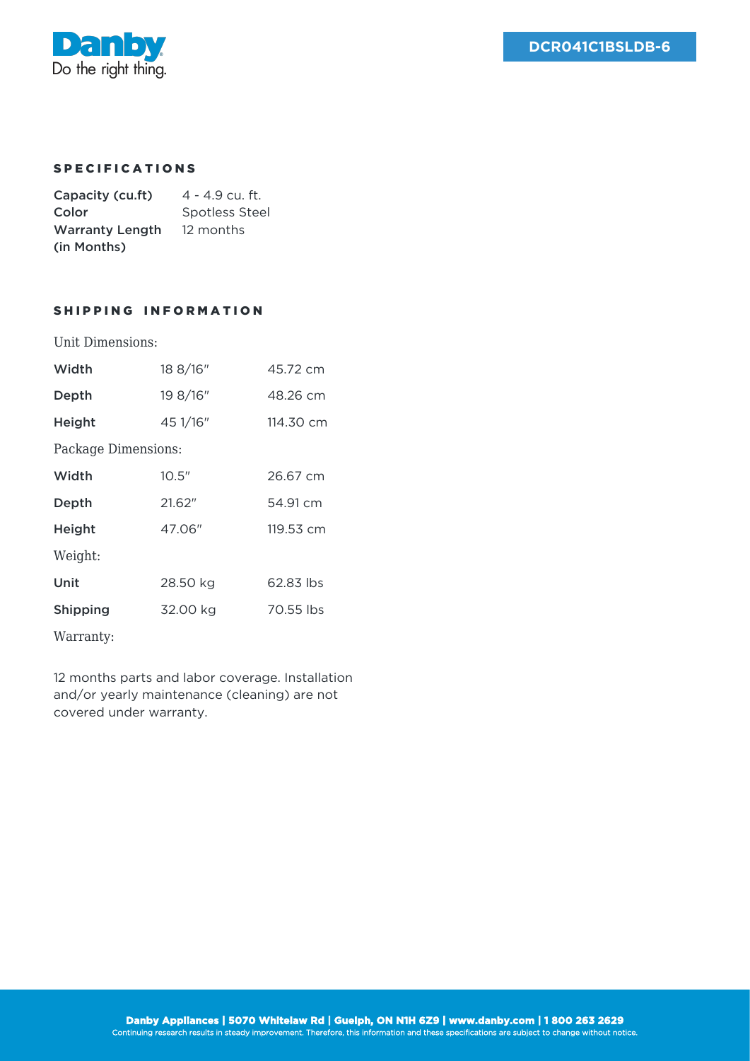DCR041C1BSLDB-6

### SPECIFICATIONS

| | |
|---|---|
| **Capacity (cu.ft)** | 4 - 4.9 cu. ft. |
| **Color** | Spotless Steel |
| **Warranty Length (in Months)** | 12 months |

### SHIPPING INFORMATION

Unit Dimensions:

| | | |
|---|---|---|
| **Width** | 18 8/16" | 45.72 cm |
| **Depth** | 19 8/16" | 48.26 cm |
| **Height** | 45 1/16" | 114.30 cm |

Package Dimensions:

| | | |
|---|---|---|
| **Width** | 10.5" | 26.67 cm |
| **Depth** | 21.62" | 54.91 cm |
| **Height** | 47.06" | 119.53 cm |

Weight:

| | | |
|---|---|---|
| **Unit** | 28.50 kg | 62.83 lbs |
| **Shipping** | 32.00 kg | 70.55 lbs |

Warranty:

12 months parts and labor coverage. Installation and/or yearly maintenance (cleaning) are not covered under warranty.

**Danby Appliances | 5070 Whitelaw Rd | Guelph, ON N1H 6Z9 | www.danby.com | 1 800 263 2629**
Continuing research results in steady improvement. Therefore, this information and these specifications are subject to change without notice.